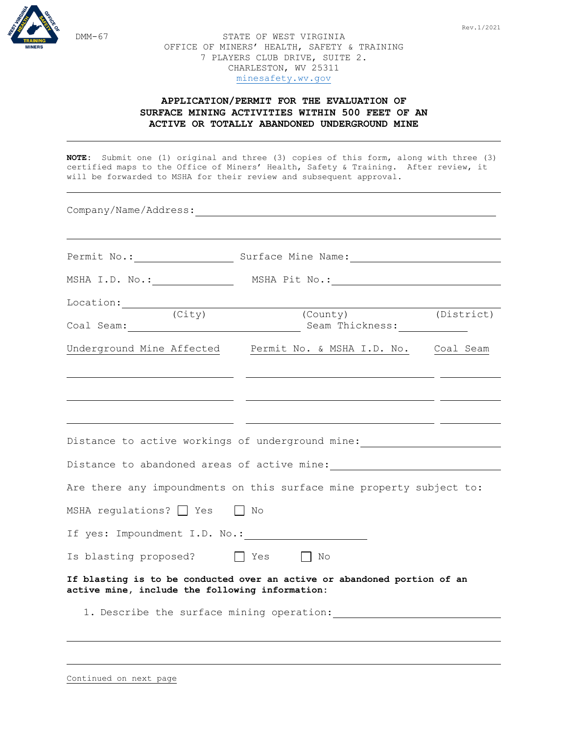DMM-67

Rev.1/2021

STATE OF WEST VIRGINIA
OFFICE OF MINERS' HEALTH, SAFETY & TRAINING
7 PLAYERS CLUB DRIVE, SUITE 2.
CHARLESTON, WV 25311
minesafety.wv.gov

## APPLICATION/PERMIT FOR THE EVALUATION OF SURFACE MINING ACTIVITIES WITHIN 500 FEET OF AN ACTIVE OR TOTALLY ABANDONED UNDERGROUND MINE

---

**NOTE:** Submit one (1) original and three (3) copies of this form, along with three (3) certified maps to the Office of Miners' Health, Safety & Training. After review, it will be forwarded to MSHA for their review and subsequent approval.

---

Company/Name/Address: ______________________________________________

______________________________________________

Permit No.: ________________ Surface Mine Name: ________________________

MSHA I.D. No.: ______________ MSHA Pit No.: ___________________________

Location: _____________________________________________________________
(City) (County) (District)

Coal Seam: ____________________________ Seam Thickness: ____________

| Underground Mine Affected | Permit No. & MSHA I.D. No. | Coal Seam |
|---|---|---|
| | | |
| | | |
| | | |

Distance to active workings of underground mine: ____________________

Distance to abandoned areas of active mine: __________________________

Are there any impoundments on this surface mine property subject to:

MSHA regulations? ☐ Yes ☐ No

If yes: Impoundment I.D. No.: ____________________

Is blasting proposed? ☐ Yes ☐ No

**If blasting is to be conducted over an active or abandoned portion of an active mine, include the following information:**

1. Describe the surface mining operation: ______________________________

______________________________________________

______________________________________________

Continued on next page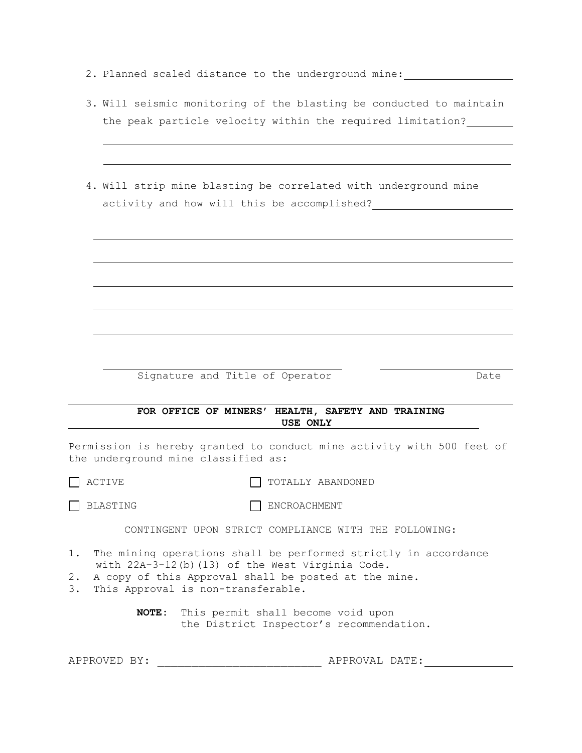2. Planned scaled distance to the underground mine: ____________________

3. Will seismic monitoring of the blasting be conducted to maintain the peak particle velocity within the required limitation? __________

_______________________________________________________________________

_______________________________________________________________________

4. Will strip mine blasting be correlated with underground mine activity and how will this be accomplished? ______________________

_______________________________________________________________________

_______________________________________________________________________

_______________________________________________________________________

_______________________________________________________________________

_______________________________________________________________________

_______________________________________ ____________________

Signature and Title of Operator Date

---

**FOR OFFICE OF MINERS' HEALTH, SAFETY AND TRAINING USE ONLY**

---

Permission is hereby granted to conduct mine activity with 500 feet of the underground mine classified as:

☐ ACTIVE ☐ TOTALLY ABANDONED

☐ BLASTING ☐ ENCROACHMENT

CONTINGENT UPON STRICT COMPLIANCE WITH THE FOLLOWING:

1. The mining operations shall be performed strictly in accordance with 22A-3-12(b)(13) of the West Virginia Code.
2. A copy of this Approval shall be posted at the mine.
3. This Approval is non-transferable.

**NOTE:** This permit shall become void upon the District Inspector's recommendation.

APPROVED BY: _________________________ APPROVAL DATE: ______________